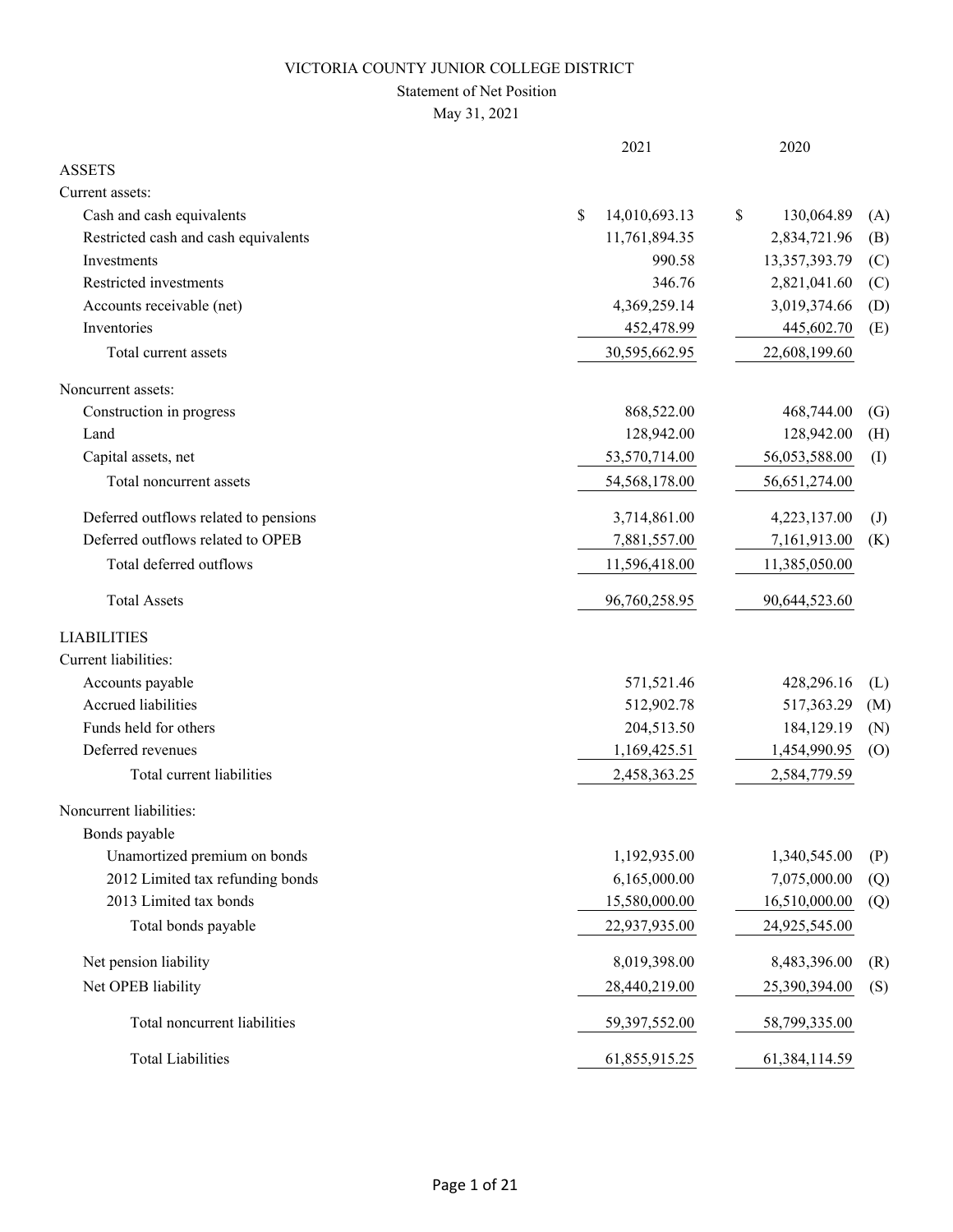# VICTORIA COUNTY JUNIOR COLLEGE DISTRICT

## Statement of Net Position

May 31, 2021

| | 2021 | 2020 | |
|---|---|---|---|
| **ASSETS** | | | |
| Current assets: | | | |
| Cash and cash equivalents | $ 14,010,693.13 | $ 130,064.89 | (A) |
| Restricted cash and cash equivalents | 11,761,894.35 | 2,834,721.96 | (B) |
| Investments | 990.58 | 13,357,393.79 | (C) |
| Restricted investments | 346.76 | 2,821,041.60 | (C) |
| Accounts receivable (net) | 4,369,259.14 | 3,019,374.66 | (D) |
| Inventories | 452,478.99 | 445,602.70 | (E) |
| Total current assets | 30,595,662.95 | 22,608,199.60 | |
| Noncurrent assets: | | | |
| Construction in progress | 868,522.00 | 468,744.00 | (G) |
| Land | 128,942.00 | 128,942.00 | (H) |
| Capital assets, net | 53,570,714.00 | 56,053,588.00 | (I) |
| Total noncurrent assets | 54,568,178.00 | 56,651,274.00 | |
| Deferred outflows related to pensions | 3,714,861.00 | 4,223,137.00 | (J) |
| Deferred outflows related to OPEB | 7,881,557.00 | 7,161,913.00 | (K) |
| Total deferred outflows | 11,596,418.00 | 11,385,050.00 | |
| Total Assets | 96,760,258.95 | 90,644,523.60 | |
| **LIABILITIES** | | | |
| Current liabilities: | | | |
| Accounts payable | 571,521.46 | 428,296.16 | (L) |
| Accrued liabilities | 512,902.78 | 517,363.29 | (M) |
| Funds held for others | 204,513.50 | 184,129.19 | (N) |
| Deferred revenues | 1,169,425.51 | 1,454,990.95 | (O) |
| Total current liabilities | 2,458,363.25 | 2,584,779.59 | |
| Noncurrent liabilities: | | | |
| Bonds payable | | | |
| Unamortized premium on bonds | 1,192,935.00 | 1,340,545.00 | (P) |
| 2012 Limited tax refunding bonds | 6,165,000.00 | 7,075,000.00 | (Q) |
| 2013 Limited tax bonds | 15,580,000.00 | 16,510,000.00 | (Q) |
| Total bonds payable | 22,937,935.00 | 24,925,545.00 | |
| Net pension liability | 8,019,398.00 | 8,483,396.00 | (R) |
| Net OPEB liability | 28,440,219.00 | 25,390,394.00 | (S) |
| Total noncurrent liabilities | 59,397,552.00 | 58,799,335.00 | |
| Total Liabilities | 61,855,915.25 | 61,384,114.59 | |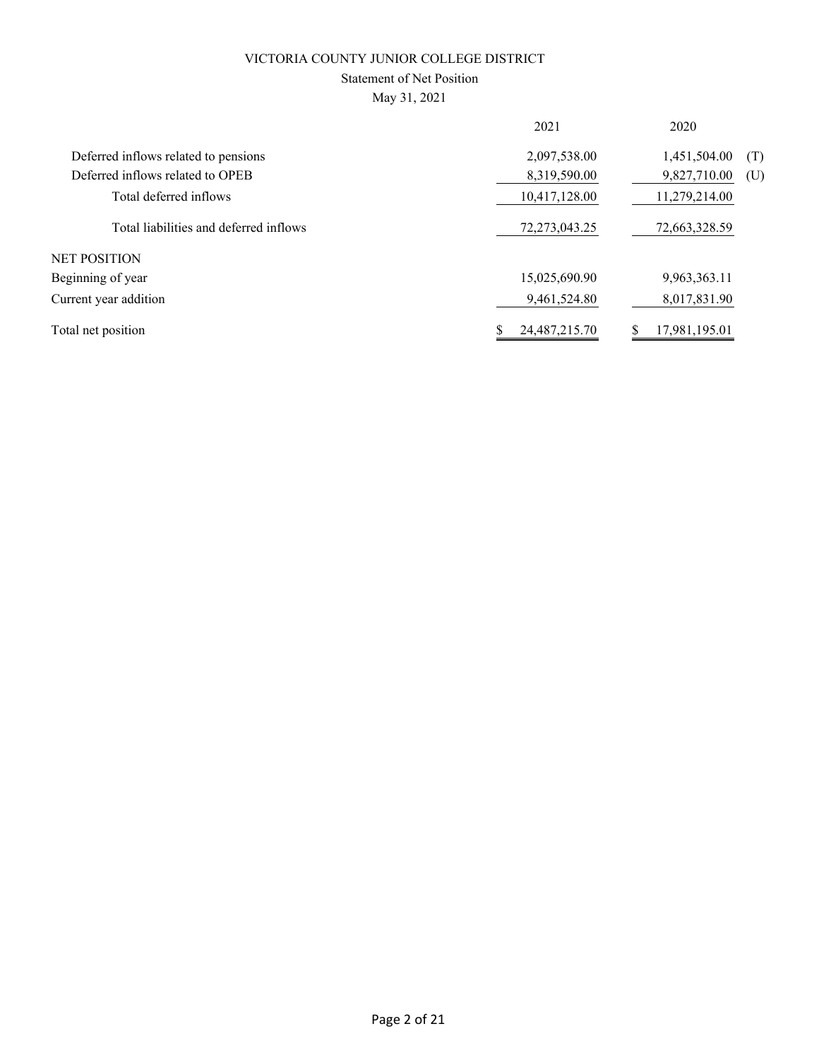VICTORIA COUNTY JUNIOR COLLEGE DISTRICT

Statement of Net Position

May 31, 2021

| | 2021 | 2020 | |
|---|---|---|---|
| Deferred inflows related to pensions | 2,097,538.00 | 1,451,504.00 | (T) |
| Deferred inflows related to OPEB | 8,319,590.00 | 9,827,710.00 | (U) |
| Total deferred inflows | 10,417,128.00 | 11,279,214.00 | |
| Total liabilities and deferred inflows | 72,273,043.25 | 72,663,328.59 | |
| NET POSITION | | | |
| Beginning of year | 15,025,690.90 | 9,963,363.11 | |
| Current year addition | 9,461,524.80 | 8,017,831.90 | |
| Total net position | $ 24,487,215.70 | $ 17,981,195.01 | |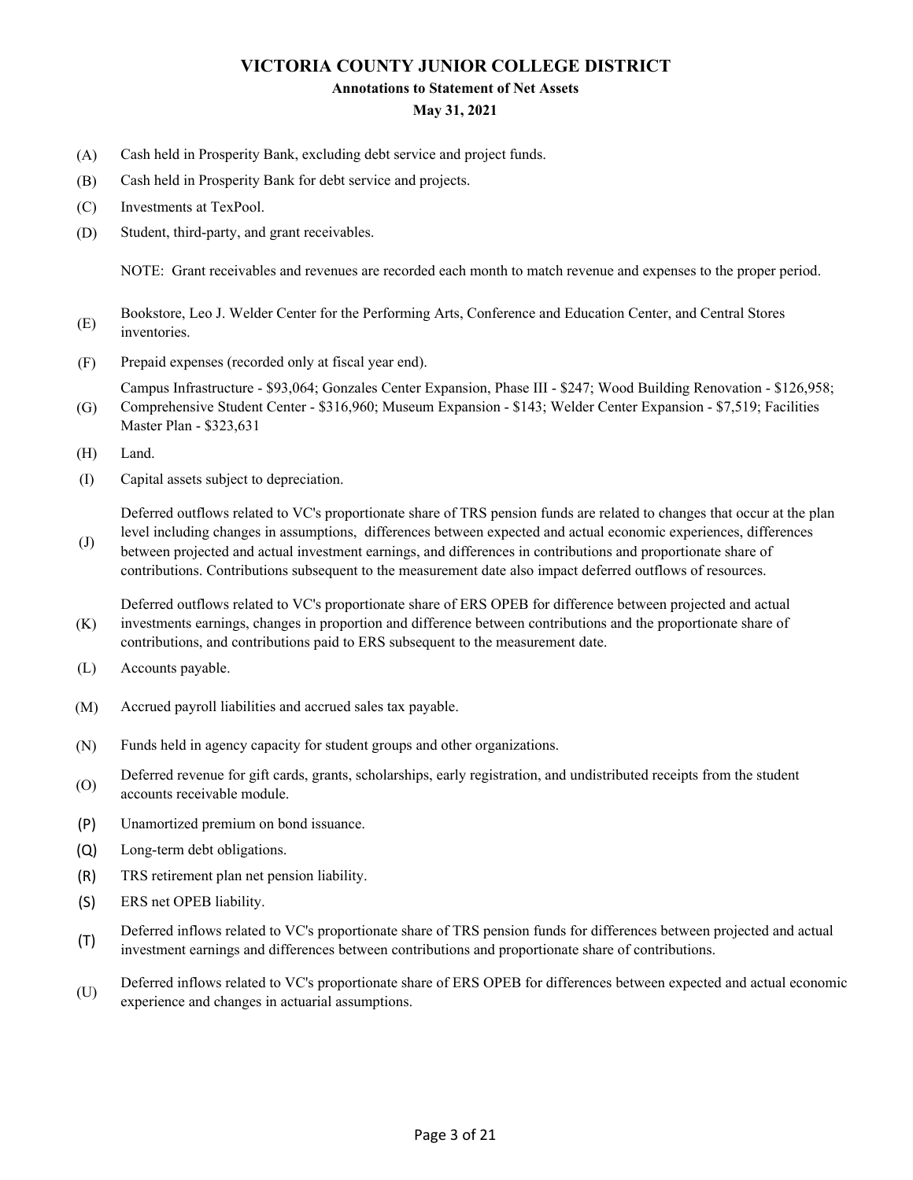# VICTORIA COUNTY JUNIOR COLLEGE DISTRICT

## Annotations to Statement of Net Assets

### May 31, 2021

(A) Cash held in Prosperity Bank, excluding debt service and project funds.

(B) Cash held in Prosperity Bank for debt service and projects.

(C) Investments at TexPool.

(D) Student, third-party, and grant receivables.

NOTE: Grant receivables and revenues are recorded each month to match revenue and expenses to the proper period.

(E) Bookstore, Leo J. Welder Center for the Performing Arts, Conference and Education Center, and Central Stores inventories.

(F) Prepaid expenses (recorded only at fiscal year end).

(G) Campus Infrastructure - $93,064; Gonzales Center Expansion, Phase III - $247; Wood Building Renovation - $126,958; Comprehensive Student Center - $316,960; Museum Expansion - $143; Welder Center Expansion - $7,519; Facilities Master Plan - $323,631

(H) Land.

(I) Capital assets subject to depreciation.

(J) Deferred outflows related to VC's proportionate share of TRS pension funds are related to changes that occur at the plan level including changes in assumptions, differences between expected and actual economic experiences, differences between projected and actual investment earnings, and differences in contributions and proportionate share of contributions. Contributions subsequent to the measurement date also impact deferred outflows of resources.

(K) Deferred outflows related to VC's proportionate share of ERS OPEB for difference between projected and actual investments earnings, changes in proportion and difference between contributions and the proportionate share of contributions, and contributions paid to ERS subsequent to the measurement date.

(L) Accounts payable.

(M) Accrued payroll liabilities and accrued sales tax payable.

(N) Funds held in agency capacity for student groups and other organizations.

(O) Deferred revenue for gift cards, grants, scholarships, early registration, and undistributed receipts from the student accounts receivable module.

(P) Unamortized premium on bond issuance.

(Q) Long-term debt obligations.

(R) TRS retirement plan net pension liability.

(S) ERS net OPEB liability.

(T) Deferred inflows related to VC's proportionate share of TRS pension funds for differences between projected and actual investment earnings and differences between contributions and proportionate share of contributions.

(U) Deferred inflows related to VC's proportionate share of ERS OPEB for differences between expected and actual economic experience and changes in actuarial assumptions.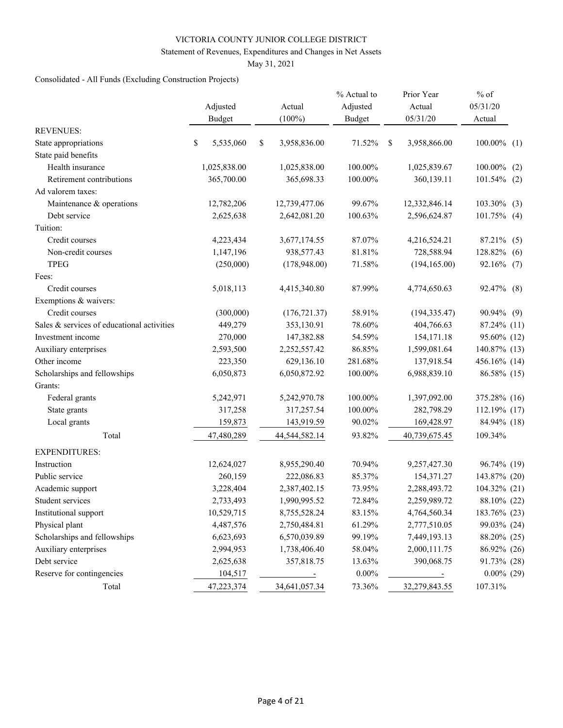VICTORIA COUNTY JUNIOR COLLEGE DISTRICT

Statement of Revenues, Expenditures and Changes in Net Assets

May 31, 2021

Consolidated - All Funds (Excluding Construction Projects)

| | Adjusted Budget | Actual (100%) | % Actual to Adjusted Budget | Prior Year Actual 05/31/20 | % of 05/31/20 Actual | |
|---|---|---|---|---|---|---|
| REVENUES: | | | | | | |
| State appropriations | $ 5,535,060 | $ 3,958,836.00 | 71.52% | $ 3,958,866.00 | 100.00% | (1) |
| State paid benefits | | | | | | |
| Health insurance | 1,025,838.00 | 1,025,838.00 | 100.00% | 1,025,839.67 | 100.00% | (2) |
| Retirement contributions | 365,700.00 | 365,698.33 | 100.00% | 360,139.11 | 101.54% | (2) |
| Ad valorem taxes: | | | | | | |
| Maintenance & operations | 12,782,206 | 12,739,477.06 | 99.67% | 12,332,846.14 | 103.30% | (3) |
| Debt service | 2,625,638 | 2,642,081.20 | 100.63% | 2,596,624.87 | 101.75% | (4) |
| Tuition: | | | | | | |
| Credit courses | 4,223,434 | 3,677,174.55 | 87.07% | 4,216,524.21 | 87.21% | (5) |
| Non-credit courses | 1,147,196 | 938,577.43 | 81.81% | 728,588.94 | 128.82% | (6) |
| TPEG | (250,000) | (178,948.00) | 71.58% | (194,165.00) | 92.16% | (7) |
| Fees: | | | | | | |
| Credit courses | 5,018,113 | 4,415,340.80 | 87.99% | 4,774,650.63 | 92.47% | (8) |
| Exemptions & waivers: | | | | | | |
| Credit courses | (300,000) | (176,721.37) | 58.91% | (194,335.47) | 90.94% | (9) |
| Sales & services of educational activities | 449,279 | 353,130.91 | 78.60% | 404,766.63 | 87.24% | (11) |
| Investment income | 270,000 | 147,382.88 | 54.59% | 154,171.18 | 95.60% | (12) |
| Auxiliary enterprises | 2,593,500 | 2,252,557.42 | 86.85% | 1,599,081.64 | 140.87% | (13) |
| Other income | 223,350 | 629,136.10 | 281.68% | 137,918.54 | 456.16% | (14) |
| Scholarships and fellowships | 6,050,873 | 6,050,872.92 | 100.00% | 6,988,839.10 | 86.58% | (15) |
| Grants: | | | | | | |
| Federal grants | 5,242,971 | 5,242,970.78 | 100.00% | 1,397,092.00 | 375.28% | (16) |
| State grants | 317,258 | 317,257.54 | 100.00% | 282,798.29 | 112.19% | (17) |
| Local grants | 159,873 | 143,919.59 | 90.02% | 169,428.97 | 84.94% | (18) |
| Total | 47,480,289 | 44,544,582.14 | 93.82% | 40,739,675.45 | 109.34% | |
| EXPENDITURES: | | | | | | |
| Instruction | 12,624,027 | 8,955,290.40 | 70.94% | 9,257,427.30 | 96.74% | (19) |
| Public service | 260,159 | 222,086.83 | 85.37% | 154,371.27 | 143.87% | (20) |
| Academic support | 3,228,404 | 2,387,402.15 | 73.95% | 2,288,493.72 | 104.32% | (21) |
| Student services | 2,733,493 | 1,990,995.52 | 72.84% | 2,259,989.72 | 88.10% | (22) |
| Institutional support | 10,529,715 | 8,755,528.24 | 83.15% | 4,764,560.34 | 183.76% | (23) |
| Physical plant | 4,487,576 | 2,750,484.81 | 61.29% | 2,777,510.05 | 99.03% | (24) |
| Scholarships and fellowships | 6,623,693 | 6,570,039.89 | 99.19% | 7,449,193.13 | 88.20% | (25) |
| Auxiliary enterprises | 2,994,953 | 1,738,406.40 | 58.04% | 2,000,111.75 | 86.92% | (26) |
| Debt service | 2,625,638 | 357,818.75 | 13.63% | 390,068.75 | 91.73% | (28) |
| Reserve for contingencies | 104,517 | - | 0.00% | - | 0.00% | (29) |
| Total | 47,223,374 | 34,641,057.34 | 73.36% | 32,279,843.55 | 107.31% | |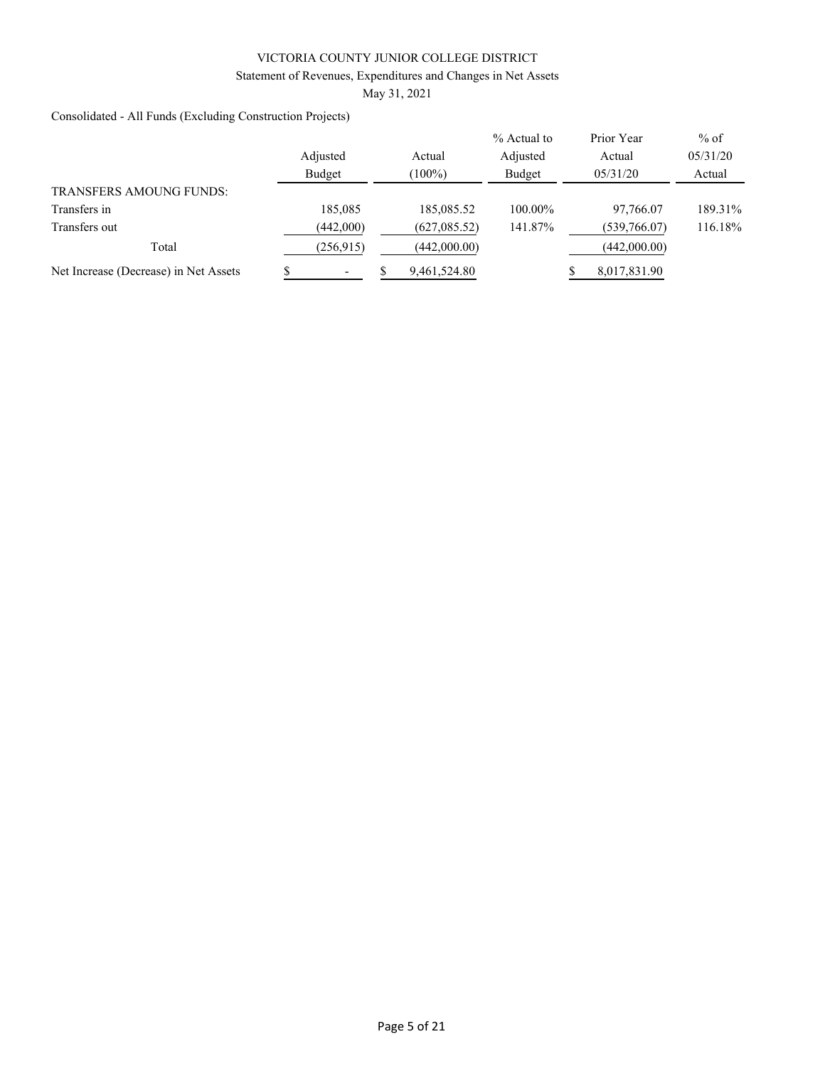VICTORIA COUNTY JUNIOR COLLEGE DISTRICT

Statement of Revenues, Expenditures and Changes in Net Assets

May 31, 2021

Consolidated - All Funds (Excluding Construction Projects)

| | Adjusted Budget | Actual (100%) | % Actual to Adjusted Budget | Prior Year Actual 05/31/20 | % of 05/31/20 Actual |
|---|---|---|---|---|---|
| TRANSFERS AMOUNG FUNDS: | | | | | |
| Transfers in | 185,085 | 185,085.52 | 100.00% | 97,766.07 | 189.31% |
| Transfers out | (442,000) | (627,085.52) | 141.87% | (539,766.07) | 116.18% |
| Total | (256,915) | (442,000.00) | | (442,000.00) | |
| Net Increase (Decrease) in Net Assets | $ - | $ 9,461,524.80 | | $ 8,017,831.90 | |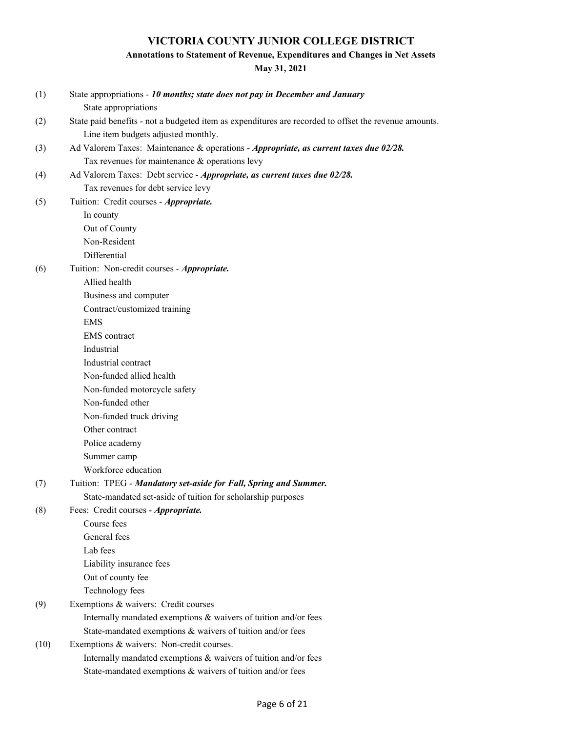# VICTORIA COUNTY JUNIOR COLLEGE DISTRICT

## Annotations to Statement of Revenue, Expenditures and Changes in Net Assets

### May 31, 2021

(1) State appropriations - ***10 months; state does not pay in December and January***
- State appropriations

(2) State paid benefits - not a budgeted item as expenditures are recorded to offset the revenue amounts.
- Line item budgets adjusted monthly.

(3) Ad Valorem Taxes: Maintenance & operations - ***Appropriate, as current taxes due 02/28.***
- Tax revenues for maintenance & operations levy

(4) Ad Valorem Taxes: Debt service - ***Appropriate, as current taxes due 02/28.***
- Tax revenues for debt service levy

(5) Tuition: Credit courses - ***Appropriate.***
- In county
- Out of County
- Non-Resident
- Differential

(6) Tuition: Non-credit courses - ***Appropriate.***
- Allied health
- Business and computer
- Contract/customized training
- EMS
- EMS contract
- Industrial
- Industrial contract
- Non-funded allied health
- Non-funded motorcycle safety
- Non-funded other
- Non-funded truck driving
- Other contract
- Police academy
- Summer camp
- Workforce education

(7) Tuition: TPEG - ***Mandatory set-aside for Fall, Spring and Summer.***
- State-mandated set-aside of tuition for scholarship purposes

(8) Fees: Credit courses - ***Appropriate.***
- Course fees
- General fees
- Lab fees
- Liability insurance fees
- Out of county fee
- Technology fees

(9) Exemptions & waivers: Credit courses
- Internally mandated exemptions & waivers of tuition and/or fees
- State-mandated exemptions & waivers of tuition and/or fees

(10) Exemptions & waivers: Non-credit courses.
- Internally mandated exemptions & waivers of tuition and/or fees
- State-mandated exemptions & waivers of tuition and/or fees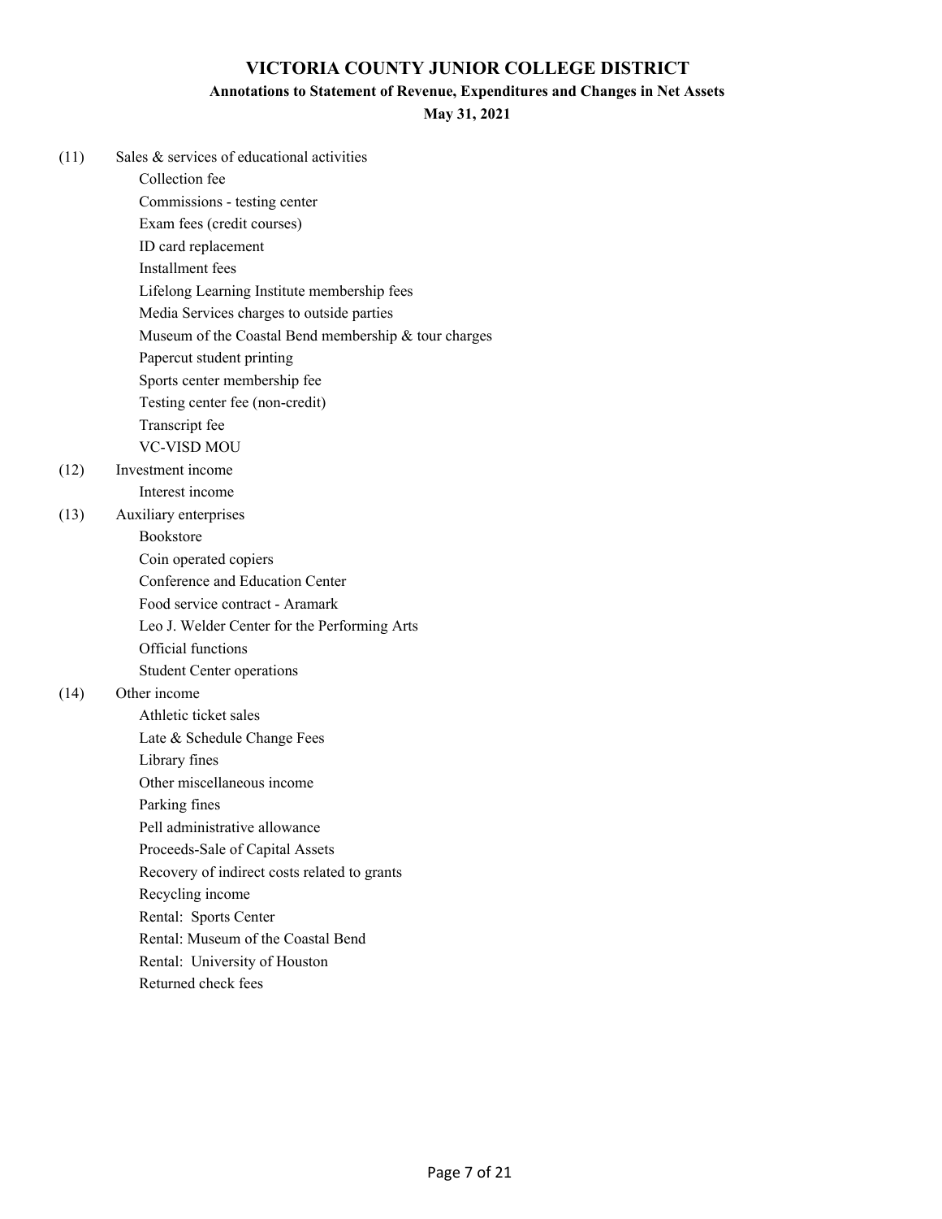# VICTORIA COUNTY JUNIOR COLLEGE DISTRICT

## Annotations to Statement of Revenue, Expenditures and Changes in Net Assets

### May 31, 2021

(11) Sales & services of educational activities
- Collection fee
- Commissions - testing center
- Exam fees (credit courses)
- ID card replacement
- Installment fees
- Lifelong Learning Institute membership fees
- Media Services charges to outside parties
- Museum of the Coastal Bend membership & tour charges
- Papercut student printing
- Sports center membership fee
- Testing center fee (non-credit)
- Transcript fee
- VC-VISD MOU

(12) Investment income
- Interest income

(13) Auxiliary enterprises
- Bookstore
- Coin operated copiers
- Conference and Education Center
- Food service contract - Aramark
- Leo J. Welder Center for the Performing Arts
- Official functions
- Student Center operations

(14) Other income
- Athletic ticket sales
- Late & Schedule Change Fees
- Library fines
- Other miscellaneous income
- Parking fines
- Pell administrative allowance
- Proceeds-Sale of Capital Assets
- Recovery of indirect costs related to grants
- Recycling income
- Rental: Sports Center
- Rental: Museum of the Coastal Bend
- Rental: University of Houston
- Returned check fees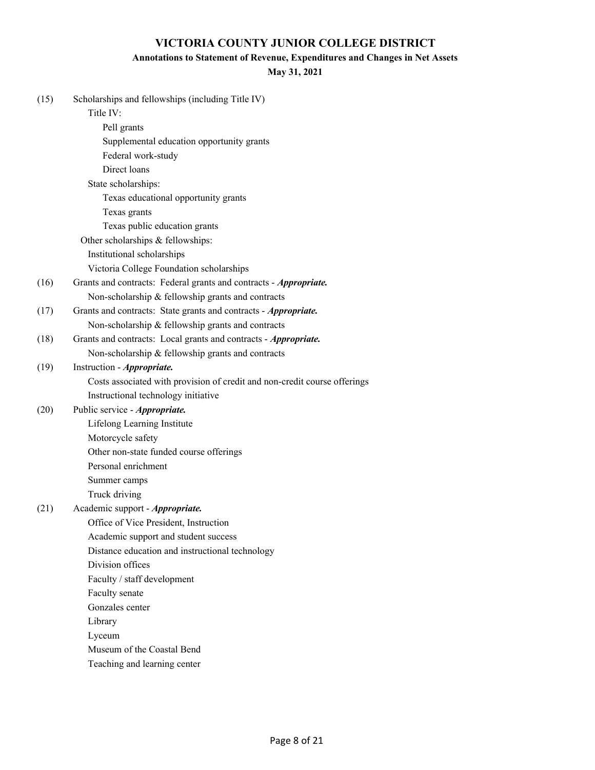# VICTORIA COUNTY JUNIOR COLLEGE DISTRICT

## Annotations to Statement of Revenue, Expenditures and Changes in Net Assets

**May 31, 2021**

(15) Scholarships and fellowships (including Title IV)

- Title IV:
  - Pell grants
  - Supplemental education opportunity grants
  - Federal work-study
  - Direct loans
- State scholarships:
  - Texas educational opportunity grants
  - Texas grants
  - Texas public education grants
- Other scholarships & fellowships:
  - Institutional scholarships
  - Victoria College Foundation scholarships

(16) Grants and contracts: Federal grants and contracts - ***Appropriate.***

- Non-scholarship & fellowship grants and contracts

(17) Grants and contracts: State grants and contracts - ***Appropriate.***

- Non-scholarship & fellowship grants and contracts

(18) Grants and contracts: Local grants and contracts - ***Appropriate.***

- Non-scholarship & fellowship grants and contracts

(19) Instruction - ***Appropriate.***

- Costs associated with provision of credit and non-credit course offerings
- Instructional technology initiative

(20) Public service - ***Appropriate.***

- Lifelong Learning Institute
- Motorcycle safety
- Other non-state funded course offerings
- Personal enrichment
- Summer camps
- Truck driving

(21) Academic support - ***Appropriate.***

- Office of Vice President, Instruction
- Academic support and student success
- Distance education and instructional technology
- Division offices
- Faculty / staff development
- Faculty senate
- Gonzales center
- Library
- Lyceum
- Museum of the Coastal Bend
- Teaching and learning center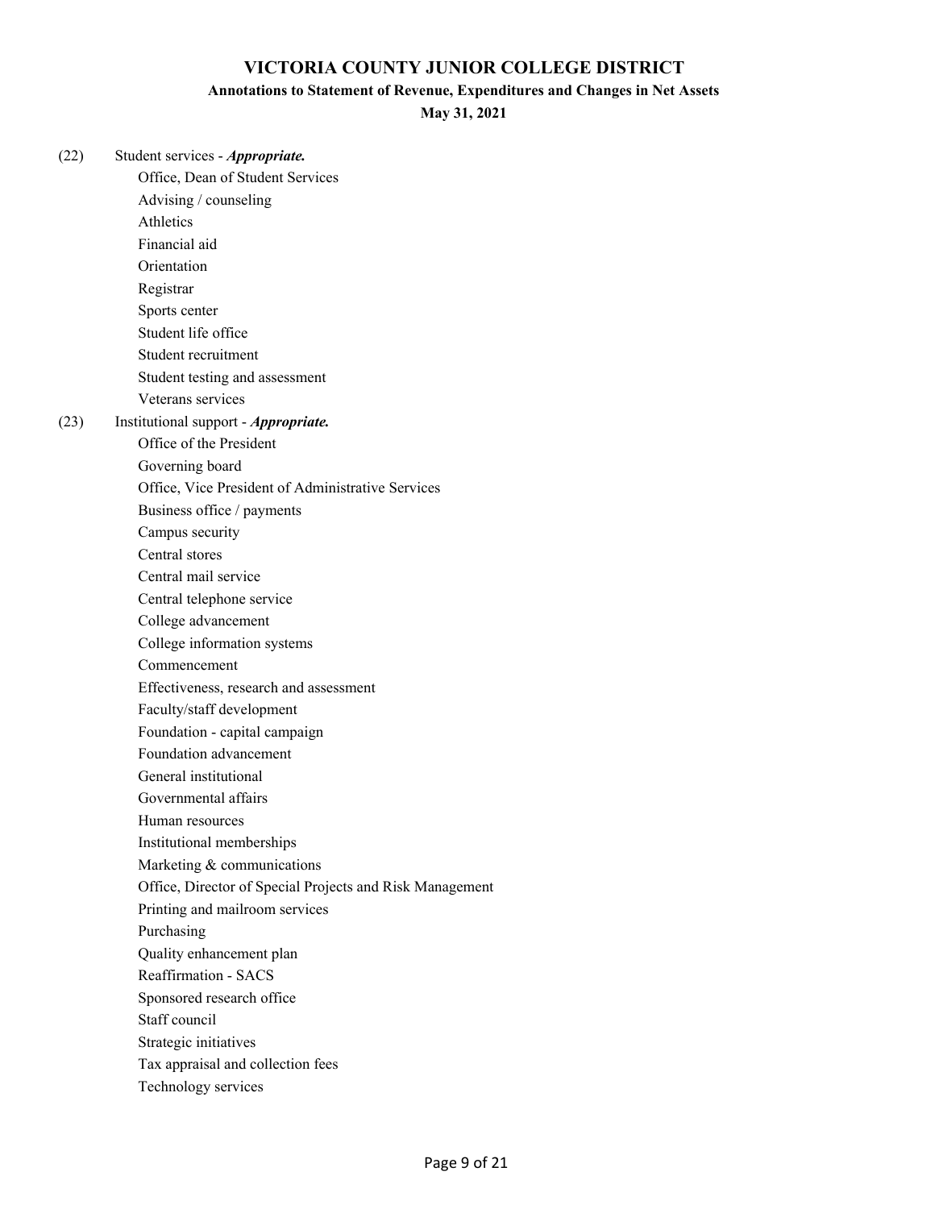# VICTORIA COUNTY JUNIOR COLLEGE DISTRICT

## Annotations to Statement of Revenue, Expenditures and Changes in Net Assets

### May 31, 2021

(22) Student services - ***Appropriate.***

- Office, Dean of Student Services
- Advising / counseling
- Athletics
- Financial aid
- Orientation
- Registrar
- Sports center
- Student life office
- Student recruitment
- Student testing and assessment
- Veterans services

(23) Institutional support - ***Appropriate.***

- Office of the President
- Governing board
- Office, Vice President of Administrative Services
- Business office / payments
- Campus security
- Central stores
- Central mail service
- Central telephone service
- College advancement
- College information systems
- Commencement
- Effectiveness, research and assessment
- Faculty/staff development
- Foundation - capital campaign
- Foundation advancement
- General institutional
- Governmental affairs
- Human resources
- Institutional memberships
- Marketing & communications
- Office, Director of Special Projects and Risk Management
- Printing and mailroom services
- Purchasing
- Quality enhancement plan
- Reaffirmation - SACS
- Sponsored research office
- Staff council
- Strategic initiatives
- Tax appraisal and collection fees
- Technology services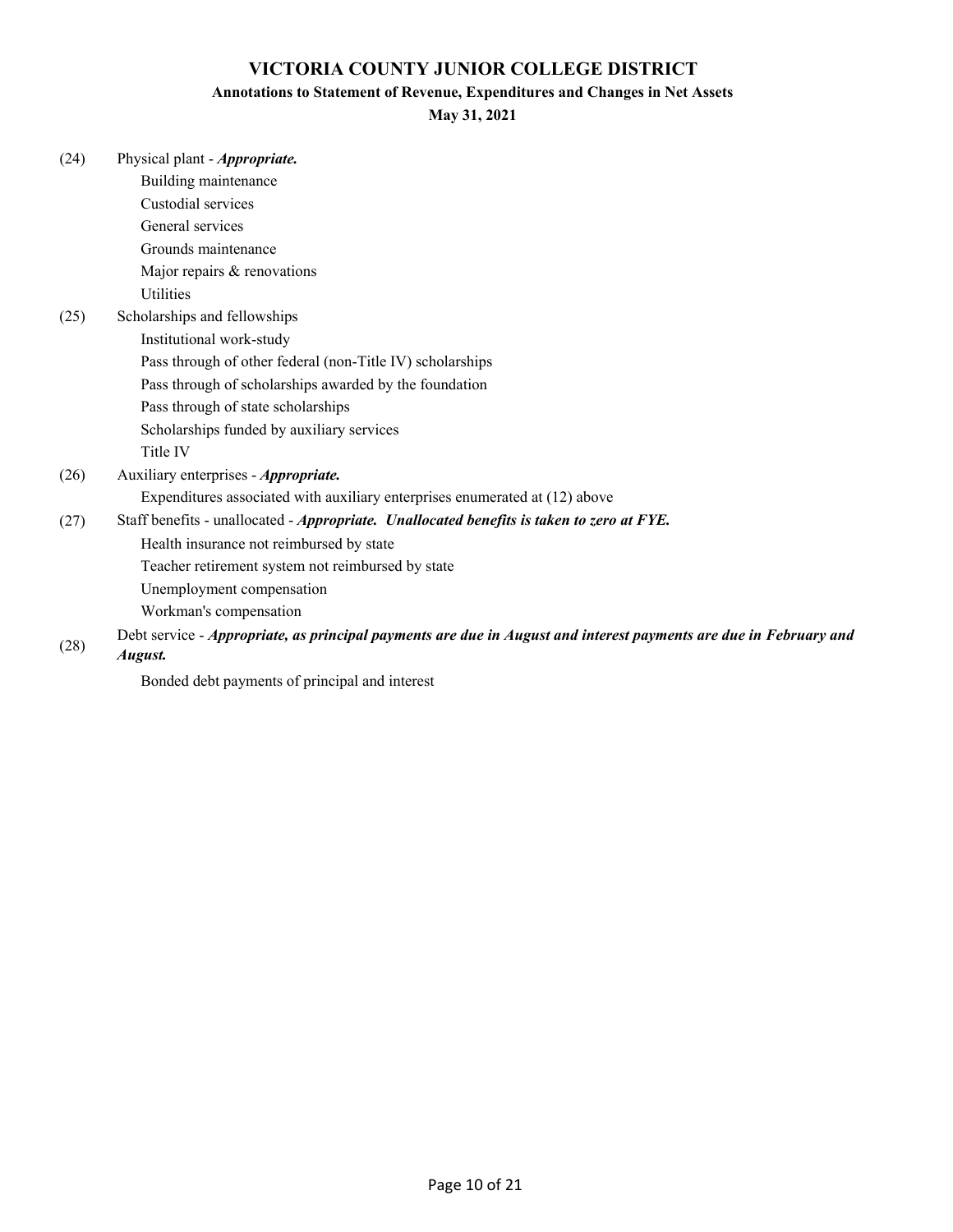# VICTORIA COUNTY JUNIOR COLLEGE DISTRICT

## Annotations to Statement of Revenue, Expenditures and Changes in Net Assets

### May 31, 2021

(24) Physical plant - ***Appropriate.***

- Building maintenance
- Custodial services
- General services
- Grounds maintenance
- Major repairs & renovations
- Utilities

(25) Scholarships and fellowships

- Institutional work-study
- Pass through of other federal (non-Title IV) scholarships
- Pass through of scholarships awarded by the foundation
- Pass through of state scholarships
- Scholarships funded by auxiliary services
- Title IV

(26) Auxiliary enterprises - ***Appropriate.***

- Expenditures associated with auxiliary enterprises enumerated at (12) above

(27) Staff benefits - unallocated - ***Appropriate. Unallocated benefits is taken to zero at FYE.***

- Health insurance not reimbursed by state
- Teacher retirement system not reimbursed by state
- Unemployment compensation
- Workman's compensation

(28) Debt service - ***Appropriate, as principal payments are due in August and interest payments are due in February and August.***

- Bonded debt payments of principal and interest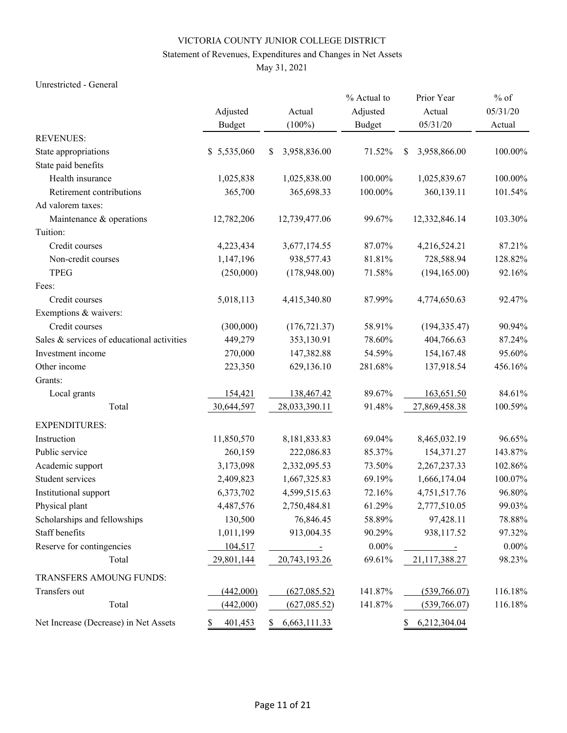VICTORIA COUNTY JUNIOR COLLEGE DISTRICT

Statement of Revenues, Expenditures and Changes in Net Assets

May 31, 2021

Unrestricted - General

| | Adjusted Budget | Actual (100%) | % Actual to Adjusted Budget | Prior Year Actual 05/31/20 | % of 05/31/20 Actual |
|---|---|---|---|---|---|
| REVENUES: | | | | | |
| State appropriations | $ 5,535,060 | $ 3,958,836.00 | 71.52% | $ 3,958,866.00 | 100.00% |
| State paid benefits | | | | | |
| Health insurance | 1,025,838 | 1,025,838.00 | 100.00% | 1,025,839.67 | 100.00% |
| Retirement contributions | 365,700 | 365,698.33 | 100.00% | 360,139.11 | 101.54% |
| Ad valorem taxes: | | | | | |
| Maintenance & operations | 12,782,206 | 12,739,477.06 | 99.67% | 12,332,846.14 | 103.30% |
| Tuition: | | | | | |
| Credit courses | 4,223,434 | 3,677,174.55 | 87.07% | 4,216,524.21 | 87.21% |
| Non-credit courses | 1,147,196 | 938,577.43 | 81.81% | 728,588.94 | 128.82% |
| TPEG | (250,000) | (178,948.00) | 71.58% | (194,165.00) | 92.16% |
| Fees: | | | | | |
| Credit courses | 5,018,113 | 4,415,340.80 | 87.99% | 4,774,650.63 | 92.47% |
| Exemptions & waivers: | | | | | |
| Credit courses | (300,000) | (176,721.37) | 58.91% | (194,335.47) | 90.94% |
| Sales & services of educational activities | 449,279 | 353,130.91 | 78.60% | 404,766.63 | 87.24% |
| Investment income | 270,000 | 147,382.88 | 54.59% | 154,167.48 | 95.60% |
| Other income | 223,350 | 629,136.10 | 281.68% | 137,918.54 | 456.16% |
| Grants: | | | | | |
| Local grants | 154,421 | 138,467.42 | 89.67% | 163,651.50 | 84.61% |
| Total | 30,644,597 | 28,033,390.11 | 91.48% | 27,869,458.38 | 100.59% |
| EXPENDITURES: | | | | | |
| Instruction | 11,850,570 | 8,181,833.83 | 69.04% | 8,465,032.19 | 96.65% |
| Public service | 260,159 | 222,086.83 | 85.37% | 154,371.27 | 143.87% |
| Academic support | 3,173,098 | 2,332,095.53 | 73.50% | 2,267,237.33 | 102.86% |
| Student services | 2,409,823 | 1,667,325.83 | 69.19% | 1,666,174.04 | 100.07% |
| Institutional support | 6,373,702 | 4,599,515.63 | 72.16% | 4,751,517.76 | 96.80% |
| Physical plant | 4,487,576 | 2,750,484.81 | 61.29% | 2,777,510.05 | 99.03% |
| Scholarships and fellowships | 130,500 | 76,846.45 | 58.89% | 97,428.11 | 78.88% |
| Staff benefits | 1,011,199 | 913,004.35 | 90.29% | 938,117.52 | 97.32% |
| Reserve for contingencies | 104,517 | - | 0.00% | - | 0.00% |
| Total | 29,801,144 | 20,743,193.26 | 69.61% | 21,117,388.27 | 98.23% |
| TRANSFERS AMOUNG FUNDS: | | | | | |
| Transfers out | (442,000) | (627,085.52) | 141.87% | (539,766.07) | 116.18% |
| Total | (442,000) | (627,085.52) | 141.87% | (539,766.07) | 116.18% |
| Net Increase (Decrease) in Net Assets | $ 401,453 | $ 6,663,111.33 | | $ 6,212,304.04 | |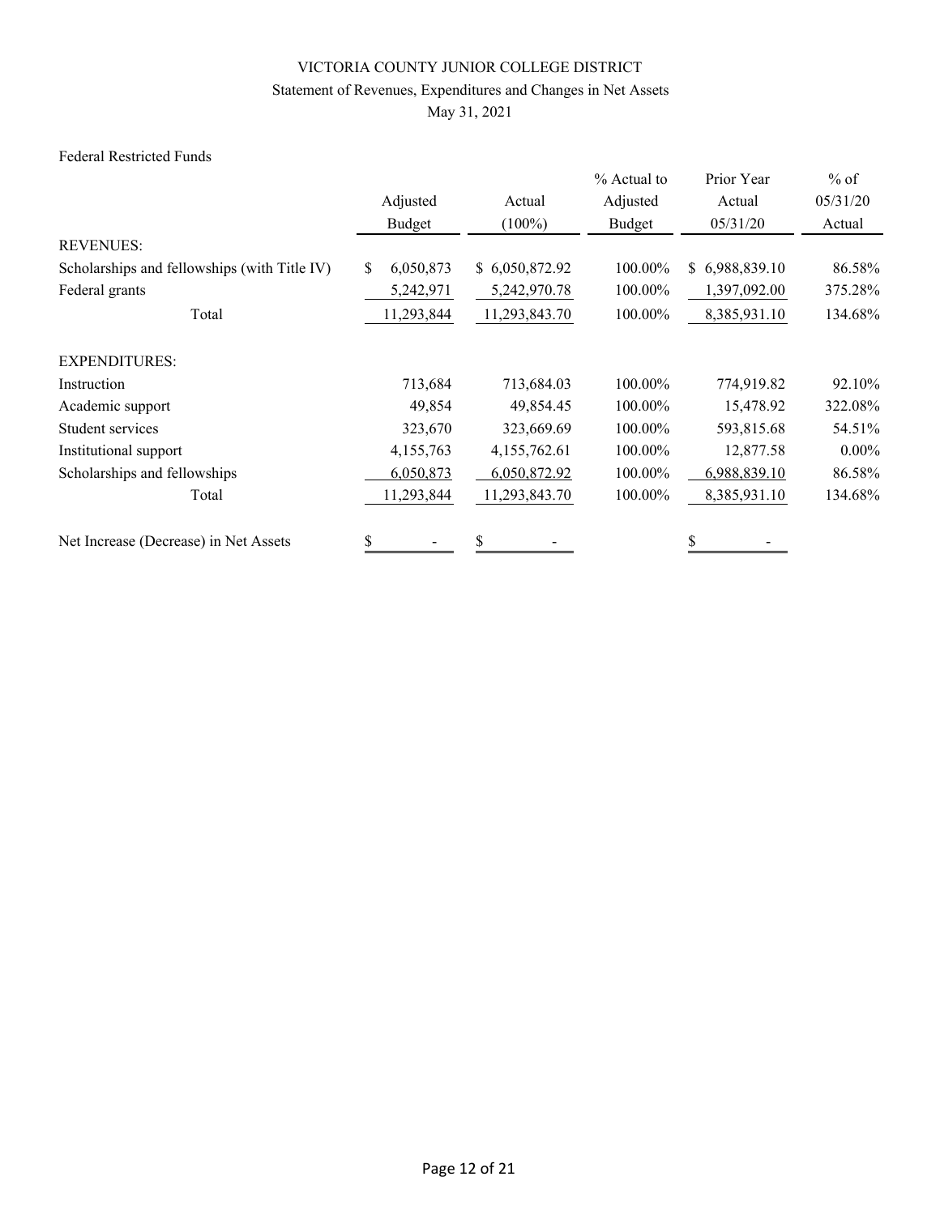# VICTORIA COUNTY JUNIOR COLLEGE DISTRICT

## Statement of Revenues, Expenditures and Changes in Net Assets

### May 31, 2021

Federal Restricted Funds

| | Adjusted Budget | Actual (100%) | % Actual to Adjusted Budget | Prior Year Actual 05/31/20 | % of 05/31/20 Actual |
|---|---|---|---|---|---|
| REVENUES: | | | | | |
| Scholarships and fellowships (with Title IV) | $ 6,050,873 | $ 6,050,872.92 | 100.00% | $ 6,988,839.10 | 86.58% |
| Federal grants | 5,242,971 | 5,242,970.78 | 100.00% | 1,397,092.00 | 375.28% |
| Total | 11,293,844 | 11,293,843.70 | 100.00% | 8,385,931.10 | 134.68% |
| EXPENDITURES: | | | | | |
| Instruction | 713,684 | 713,684.03 | 100.00% | 774,919.82 | 92.10% |
| Academic support | 49,854 | 49,854.45 | 100.00% | 15,478.92 | 322.08% |
| Student services | 323,670 | 323,669.69 | 100.00% | 593,815.68 | 54.51% |
| Institutional support | 4,155,763 | 4,155,762.61 | 100.00% | 12,877.58 | 0.00% |
| Scholarships and fellowships | 6,050,873 | 6,050,872.92 | 100.00% | 6,988,839.10 | 86.58% |
| Total | 11,293,844 | 11,293,843.70 | 100.00% | 8,385,931.10 | 134.68% |
| Net Increase (Decrease) in Net Assets | $ - | $ - | | $ - | |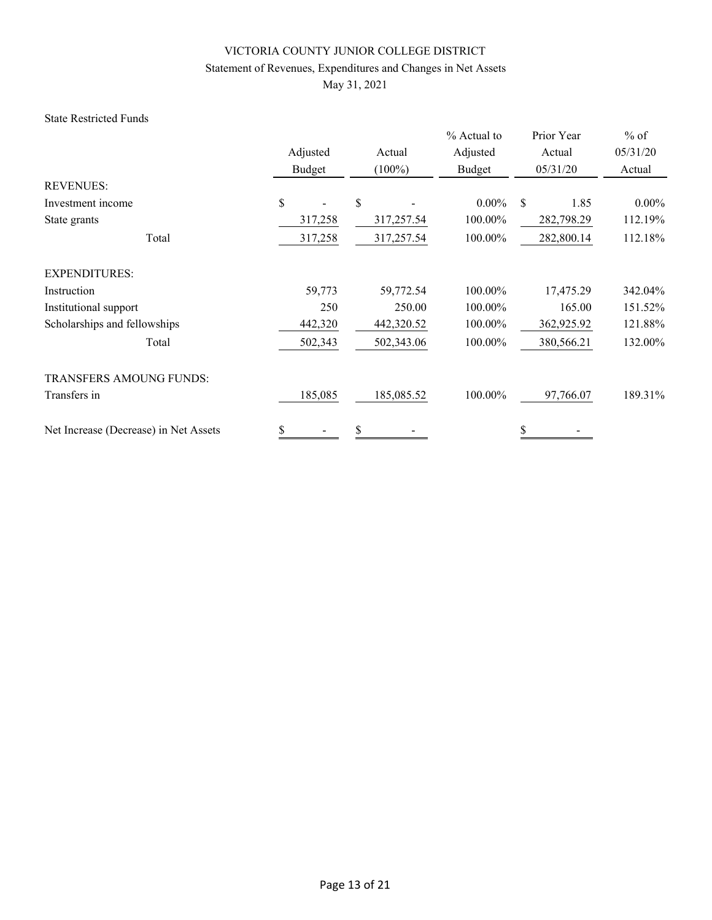VICTORIA COUNTY JUNIOR COLLEGE DISTRICT

Statement of Revenues, Expenditures and Changes in Net Assets

May 31, 2021

State Restricted Funds

| | Adjusted Budget | Actual (100%) | % Actual to Adjusted Budget | Prior Year Actual 05/31/20 | % of 05/31/20 Actual |
|---|---|---|---|---|---|
| REVENUES: | | | | | |
| Investment income | $ - | $ - | 0.00% | $ 1.85 | 0.00% |
| State grants | 317,258 | 317,257.54 | 100.00% | 282,798.29 | 112.19% |
| Total | 317,258 | 317,257.54 | 100.00% | 282,800.14 | 112.18% |
| EXPENDITURES: | | | | | |
| Instruction | 59,773 | 59,772.54 | 100.00% | 17,475.29 | 342.04% |
| Institutional support | 250 | 250.00 | 100.00% | 165.00 | 151.52% |
| Scholarships and fellowships | 442,320 | 442,320.52 | 100.00% | 362,925.92 | 121.88% |
| Total | 502,343 | 502,343.06 | 100.00% | 380,566.21 | 132.00% |
| TRANSFERS AMOUNG FUNDS: | | | | | |
| Transfers in | 185,085 | 185,085.52 | 100.00% | 97,766.07 | 189.31% |
| Net Increase (Decrease) in Net Assets | $ - | $ - | | $ - | |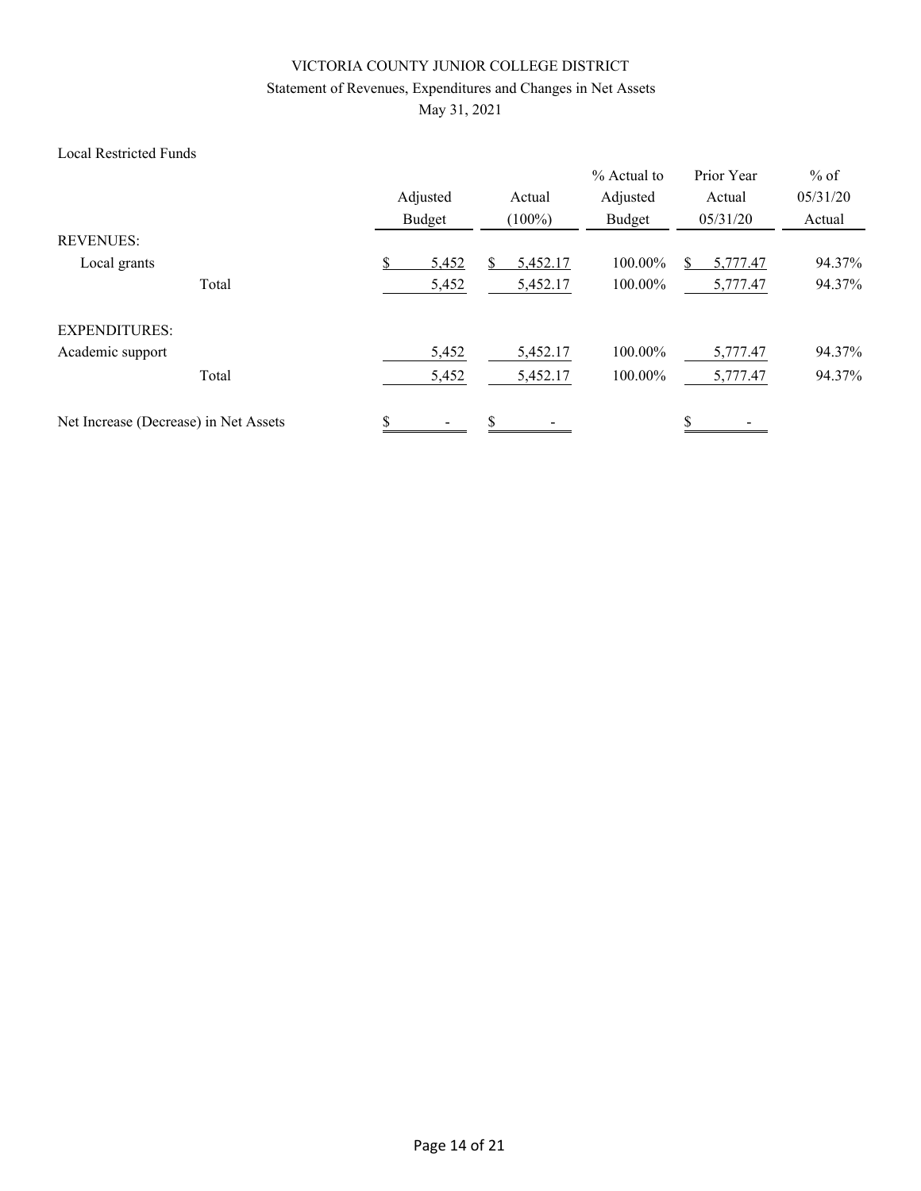# VICTORIA COUNTY JUNIOR COLLEGE DISTRICT

## Statement of Revenues, Expenditures and Changes in Net Assets

May 31, 2021

Local Restricted Funds

| | Adjusted Budget | Actual (100%) | % Actual to Adjusted Budget | Prior Year Actual 05/31/20 | % of 05/31/20 Actual |
|---|---|---|---|---|---|
| REVENUES: | | | | | |
| Local grants | $ 5,452 | $ 5,452.17 | 100.00% | $ 5,777.47 | 94.37% |
| Total | 5,452 | 5,452.17 | 100.00% | 5,777.47 | 94.37% |
| EXPENDITURES: | | | | | |
| Academic support | 5,452 | 5,452.17 | 100.00% | 5,777.47 | 94.37% |
| Total | 5,452 | 5,452.17 | 100.00% | 5,777.47 | 94.37% |
| Net Increase (Decrease) in Net Assets | $ - | $ - | | $ - | |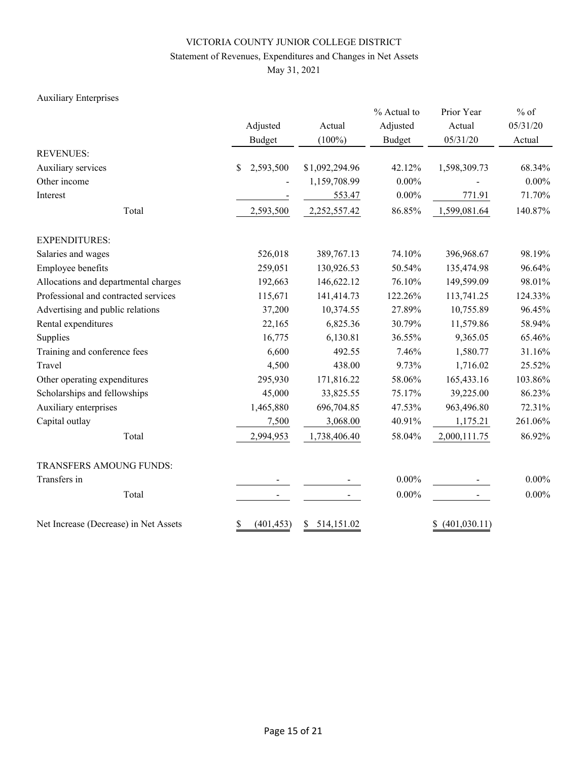VICTORIA COUNTY JUNIOR COLLEGE DISTRICT

Statement of Revenues, Expenditures and Changes in Net Assets

May 31, 2021

Auxiliary Enterprises

| | Adjusted Budget | Actual (100%) | % Actual to Adjusted Budget | Prior Year Actual 05/31/20 | % of 05/31/20 Actual |
|---|---|---|---|---|---|
| REVENUES: | | | | | |
| Auxiliary services | $ 2,593,500 | $1,092,294.96 | 42.12% | 1,598,309.73 | 68.34% |
| Other income | - | 1,159,708.99 | 0.00% | - | 0.00% |
| Interest | - | 553.47 | 0.00% | 771.91 | 71.70% |
| Total | 2,593,500 | 2,252,557.42 | 86.85% | 1,599,081.64 | 140.87% |
| EXPENDITURES: | | | | | |
| Salaries and wages | 526,018 | 389,767.13 | 74.10% | 396,968.67 | 98.19% |
| Employee benefits | 259,051 | 130,926.53 | 50.54% | 135,474.98 | 96.64% |
| Allocations and departmental charges | 192,663 | 146,622.12 | 76.10% | 149,599.09 | 98.01% |
| Professional and contracted services | 115,671 | 141,414.73 | 122.26% | 113,741.25 | 124.33% |
| Advertising and public relations | 37,200 | 10,374.55 | 27.89% | 10,755.89 | 96.45% |
| Rental expenditures | 22,165 | 6,825.36 | 30.79% | 11,579.86 | 58.94% |
| Supplies | 16,775 | 6,130.81 | 36.55% | 9,365.05 | 65.46% |
| Training and conference fees | 6,600 | 492.55 | 7.46% | 1,580.77 | 31.16% |
| Travel | 4,500 | 438.00 | 9.73% | 1,716.02 | 25.52% |
| Other operating expenditures | 295,930 | 171,816.22 | 58.06% | 165,433.16 | 103.86% |
| Scholarships and fellowships | 45,000 | 33,825.55 | 75.17% | 39,225.00 | 86.23% |
| Auxiliary enterprises | 1,465,880 | 696,704.85 | 47.53% | 963,496.80 | 72.31% |
| Capital outlay | 7,500 | 3,068.00 | 40.91% | 1,175.21 | 261.06% |
| Total | 2,994,953 | 1,738,406.40 | 58.04% | 2,000,111.75 | 86.92% |
| TRANSFERS AMOUNG FUNDS: | | | | | |
| Transfers in | - | - | 0.00% | - | 0.00% |
| Total | - | - | 0.00% | - | 0.00% |
| Net Increase (Decrease) in Net Assets | $ (401,453) | $ 514,151.02 | | $ (401,030.11) | |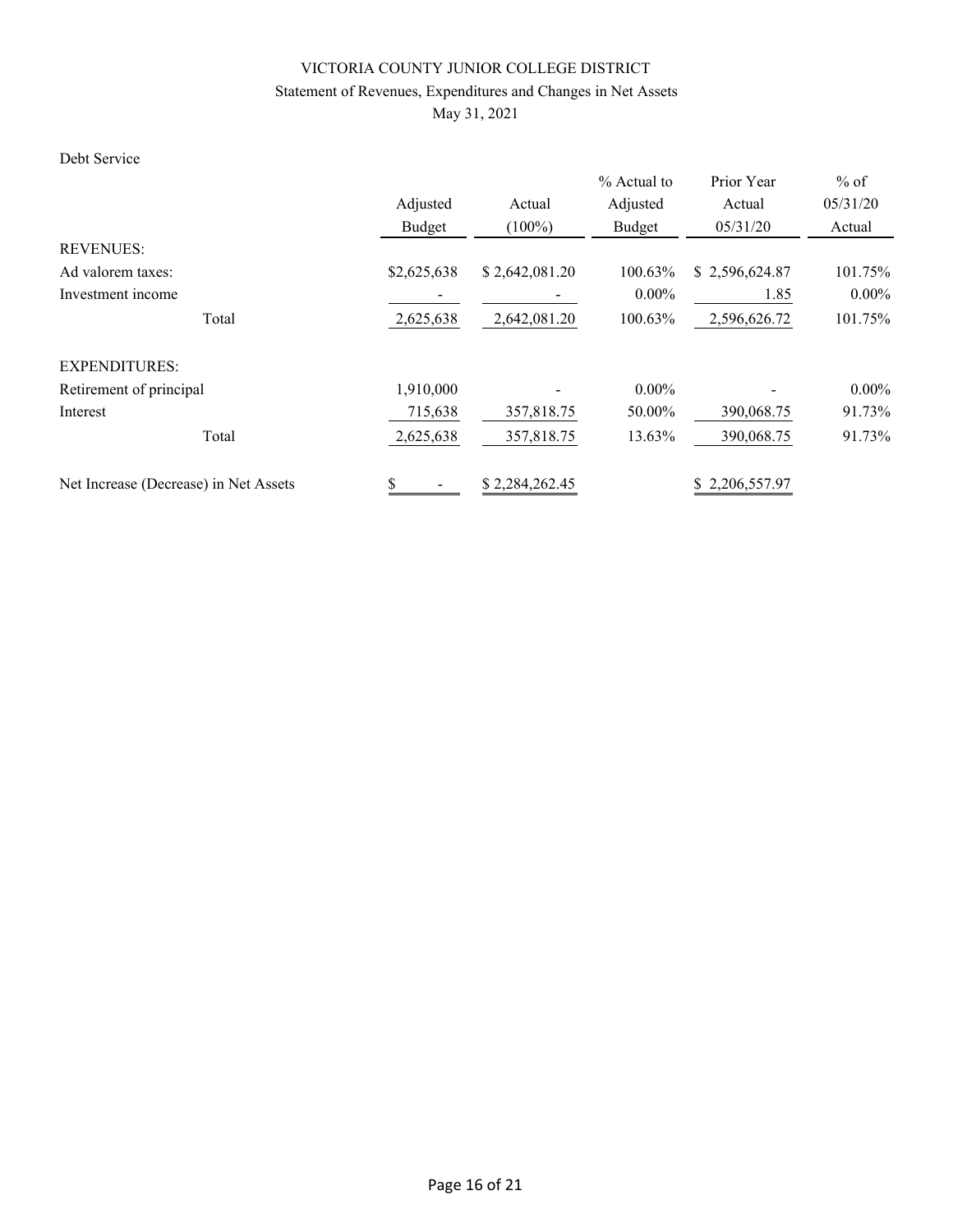VICTORIA COUNTY JUNIOR COLLEGE DISTRICT

Statement of Revenues, Expenditures and Changes in Net Assets

May 31, 2021

Debt Service

| | Adjusted Budget | Actual (100%) | % Actual to Adjusted Budget | Prior Year Actual 05/31/20 | % of 05/31/20 Actual |
|---|---|---|---|---|---|
| REVENUES: | | | | | |
| Ad valorem taxes: | $2,625,638 | $ 2,642,081.20 | 100.63% | $ 2,596,624.87 | 101.75% |
| Investment income | - | - | 0.00% | 1.85 | 0.00% |
| Total | 2,625,638 | 2,642,081.20 | 100.63% | 2,596,626.72 | 101.75% |
| EXPENDITURES: | | | | | |
| Retirement of principal | 1,910,000 | - | 0.00% | - | 0.00% |
| Interest | 715,638 | 357,818.75 | 50.00% | 390,068.75 | 91.73% |
| Total | 2,625,638 | 357,818.75 | 13.63% | 390,068.75 | 91.73% |
| Net Increase (Decrease) in Net Assets | $ - | $ 2,284,262.45 | | $ 2,206,557.97 | |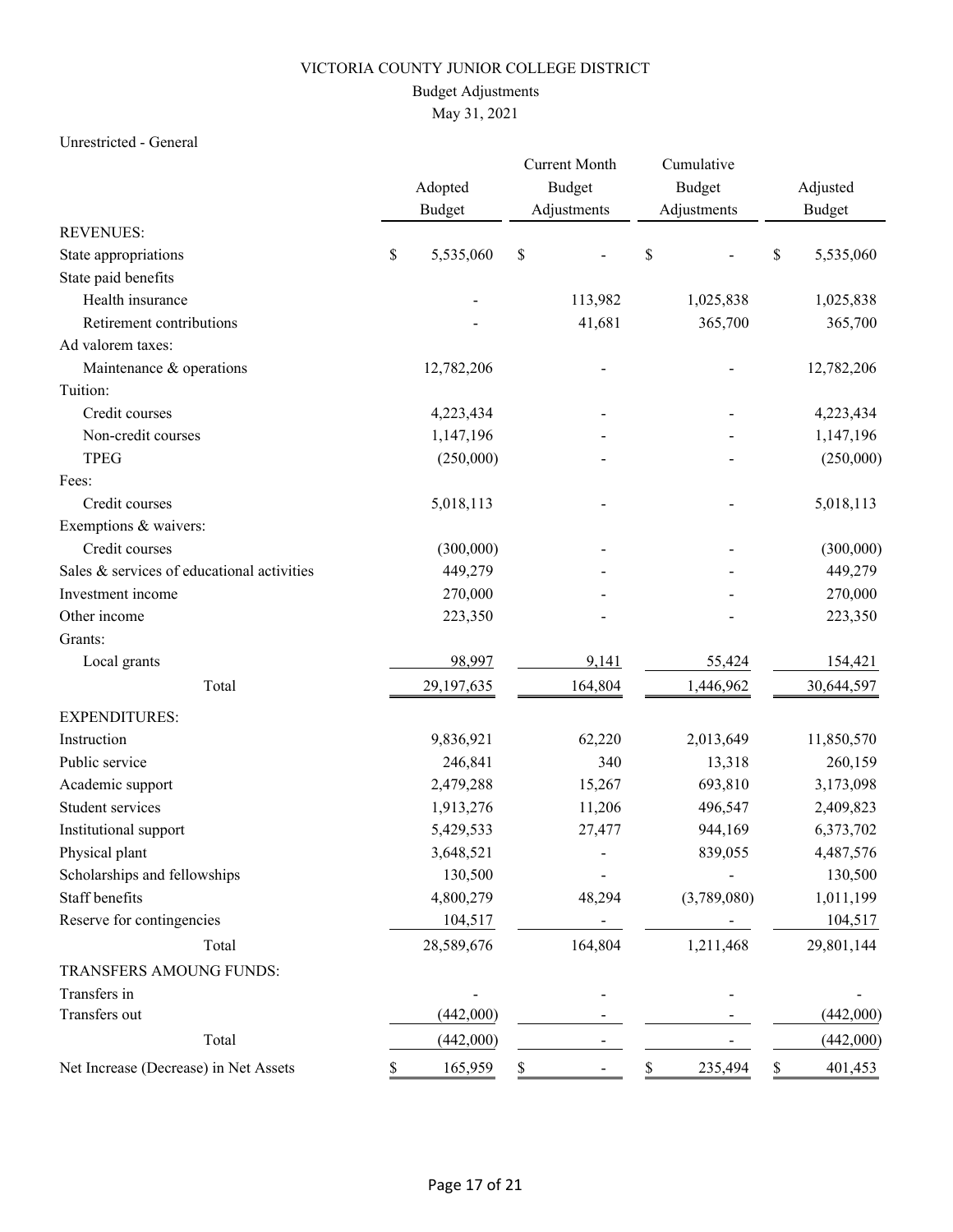# VICTORIA COUNTY JUNIOR COLLEGE DISTRICT

## Budget Adjustments

May 31, 2021

Unrestricted - General

| | Adopted Budget | Current Month Budget Adjustments | Cumulative Budget Adjustments | Adjusted Budget |
|---|---|---|---|---|
| REVENUES: | | | | |
| State appropriations | $ 5,535,060 | $ - | $ - | $ 5,535,060 |
| State paid benefits | | | | |
| Health insurance | - | 113,982 | 1,025,838 | 1,025,838 |
| Retirement contributions | - | 41,681 | 365,700 | 365,700 |
| Ad valorem taxes: | | | | |
| Maintenance & operations | 12,782,206 | - | - | 12,782,206 |
| Tuition: | | | | |
| Credit courses | 4,223,434 | - | - | 4,223,434 |
| Non-credit courses | 1,147,196 | - | - | 1,147,196 |
| TPEG | (250,000) | - | - | (250,000) |
| Fees: | | | | |
| Credit courses | 5,018,113 | - | - | 5,018,113 |
| Exemptions & waivers: | | | | |
| Credit courses | (300,000) | - | - | (300,000) |
| Sales & services of educational activities | 449,279 | - | - | 449,279 |
| Investment income | 270,000 | - | - | 270,000 |
| Other income | 223,350 | - | - | 223,350 |
| Grants: | | | | |
| Local grants | 98,997 | 9,141 | 55,424 | 154,421 |
| Total | 29,197,635 | 164,804 | 1,446,962 | 30,644,597 |
| EXPENDITURES: | | | | |
| Instruction | 9,836,921 | 62,220 | 2,013,649 | 11,850,570 |
| Public service | 246,841 | 340 | 13,318 | 260,159 |
| Academic support | 2,479,288 | 15,267 | 693,810 | 3,173,098 |
| Student services | 1,913,276 | 11,206 | 496,547 | 2,409,823 |
| Institutional support | 5,429,533 | 27,477 | 944,169 | 6,373,702 |
| Physical plant | 3,648,521 | - | 839,055 | 4,487,576 |
| Scholarships and fellowships | 130,500 | - | - | 130,500 |
| Staff benefits | 4,800,279 | 48,294 | (3,789,080) | 1,011,199 |
| Reserve for contingencies | 104,517 | - | - | 104,517 |
| Total | 28,589,676 | 164,804 | 1,211,468 | 29,801,144 |
| TRANSFERS AMOUNG FUNDS: | | | | |
| Transfers in | - | - | - | - |
| Transfers out | (442,000) | - | - | (442,000) |
| Total | (442,000) | - | - | (442,000) |
| Net Increase (Decrease) in Net Assets | $ 165,959 | $ - | $ 235,494 | $ 401,453 |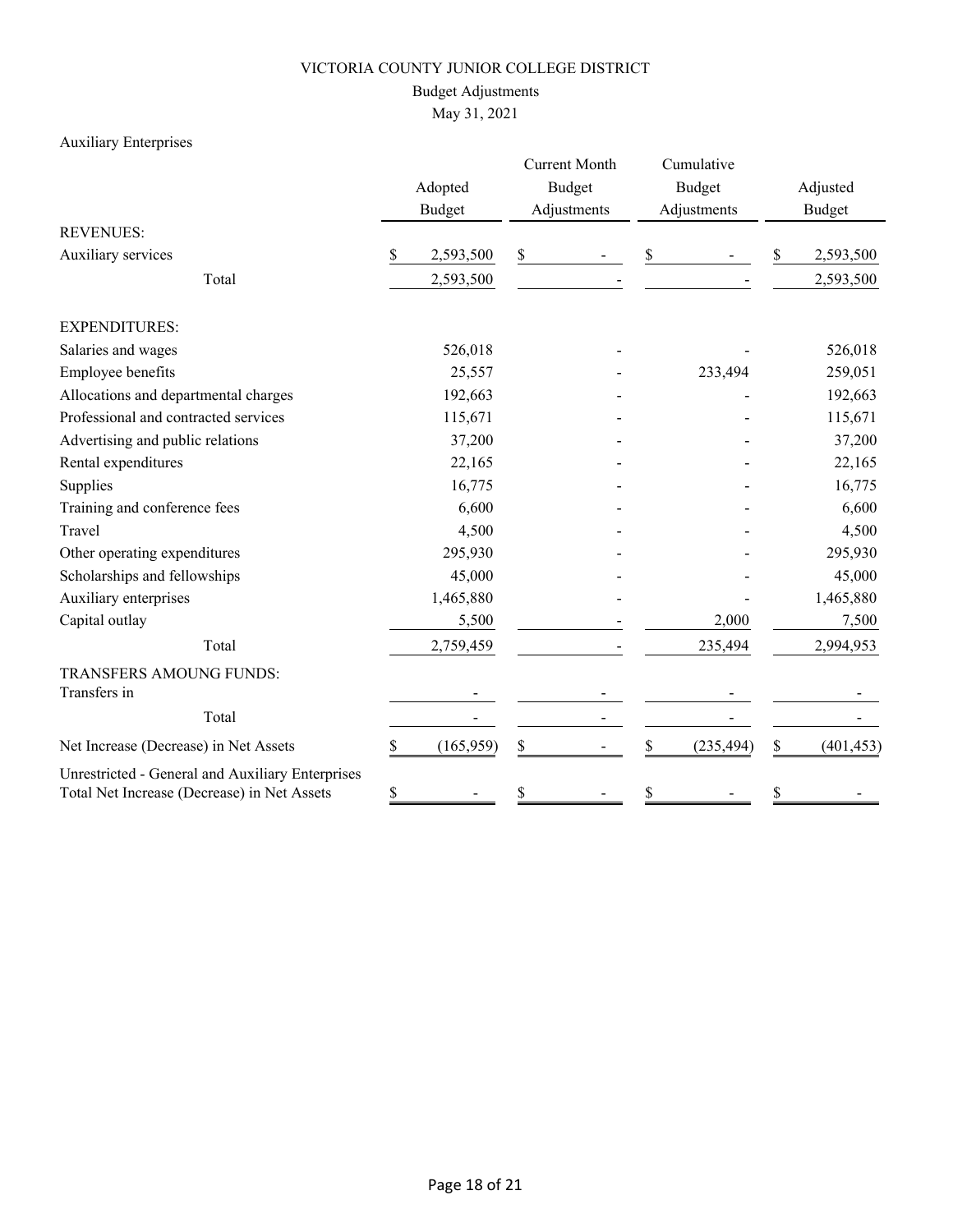# VICTORIA COUNTY JUNIOR COLLEGE DISTRICT

## Budget Adjustments

### May 31, 2021

Auxiliary Enterprises

| | Adopted Budget | Current Month Budget Adjustments | Cumulative Budget Adjustments | Adjusted Budget |
|---|---|---|---|---|
| REVENUES: | | | | |
| Auxiliary services | $ 2,593,500 | $ - | $ - | $ 2,593,500 |
| Total | 2,593,500 | - | - | 2,593,500 |
| EXPENDITURES: | | | | |
| Salaries and wages | 526,018 | - | - | 526,018 |
| Employee benefits | 25,557 | - | 233,494 | 259,051 |
| Allocations and departmental charges | 192,663 | - | - | 192,663 |
| Professional and contracted services | 115,671 | - | - | 115,671 |
| Advertising and public relations | 37,200 | - | - | 37,200 |
| Rental expenditures | 22,165 | - | - | 22,165 |
| Supplies | 16,775 | - | - | 16,775 |
| Training and conference fees | 6,600 | - | - | 6,600 |
| Travel | 4,500 | - | - | 4,500 |
| Other operating expenditures | 295,930 | - | - | 295,930 |
| Scholarships and fellowships | 45,000 | - | - | 45,000 |
| Auxiliary enterprises | 1,465,880 | - | - | 1,465,880 |
| Capital outlay | 5,500 | - | 2,000 | 7,500 |
| Total | 2,759,459 | - | 235,494 | 2,994,953 |
| TRANSFERS AMOUNG FUNDS: | | | | |
| Transfers in | - | - | - | - |
| Total | - | - | - | - |
| Net Increase (Decrease) in Net Assets | $ (165,959) | $ - | $ (235,494) | $ (401,453) |
| Unrestricted - General and Auxiliary Enterprises Total Net Increase (Decrease) in Net Assets | $ - | $ - | $ - | $ - |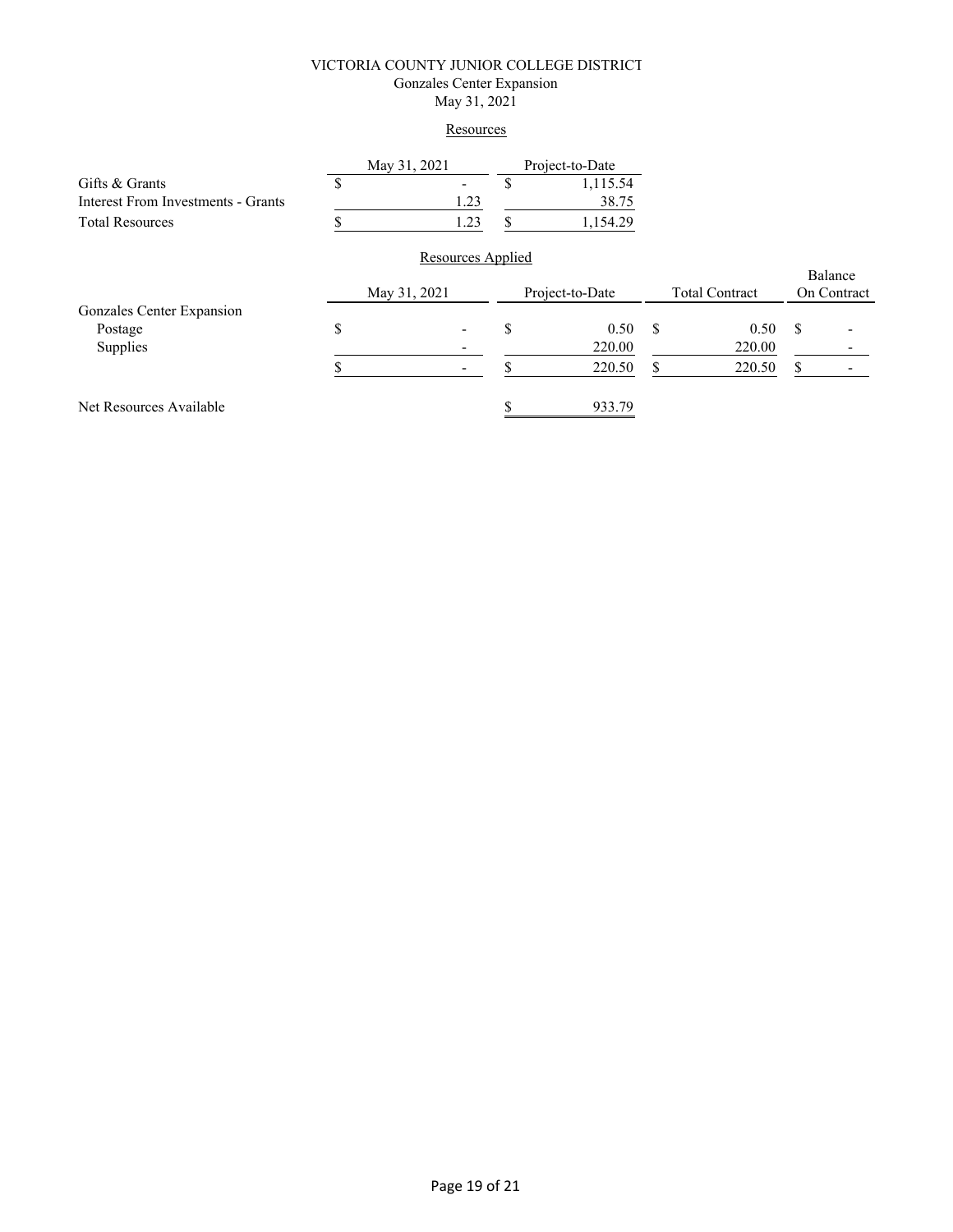# VICTORIA COUNTY JUNIOR COLLEGE DISTRICT

## Gonzales Center Expansion

## May 31, 2021

### Resources

| | May 31, 2021 | Project-to-Date |
|---|---|---|
| Gifts & Grants | $ - | $ 1,115.54 |
| Interest From Investments - Grants | 1.23 | 38.75 |
| Total Resources | $ 1.23 | $ 1,154.29 |

### Resources Applied

| | May 31, 2021 | Project-to-Date | Total Contract | Balance On Contract |
|---|---|---|---|---|
| Gonzales Center Expansion | | | | |
| Postage | $ - | $ 0.50 | $ 0.50 | $ - |
| Supplies | - | 220.00 | 220.00 | - |
| | $ - | $ 220.50 | $ 220.50 | $ - |
| Net Resources Available | | $ 933.79 | | |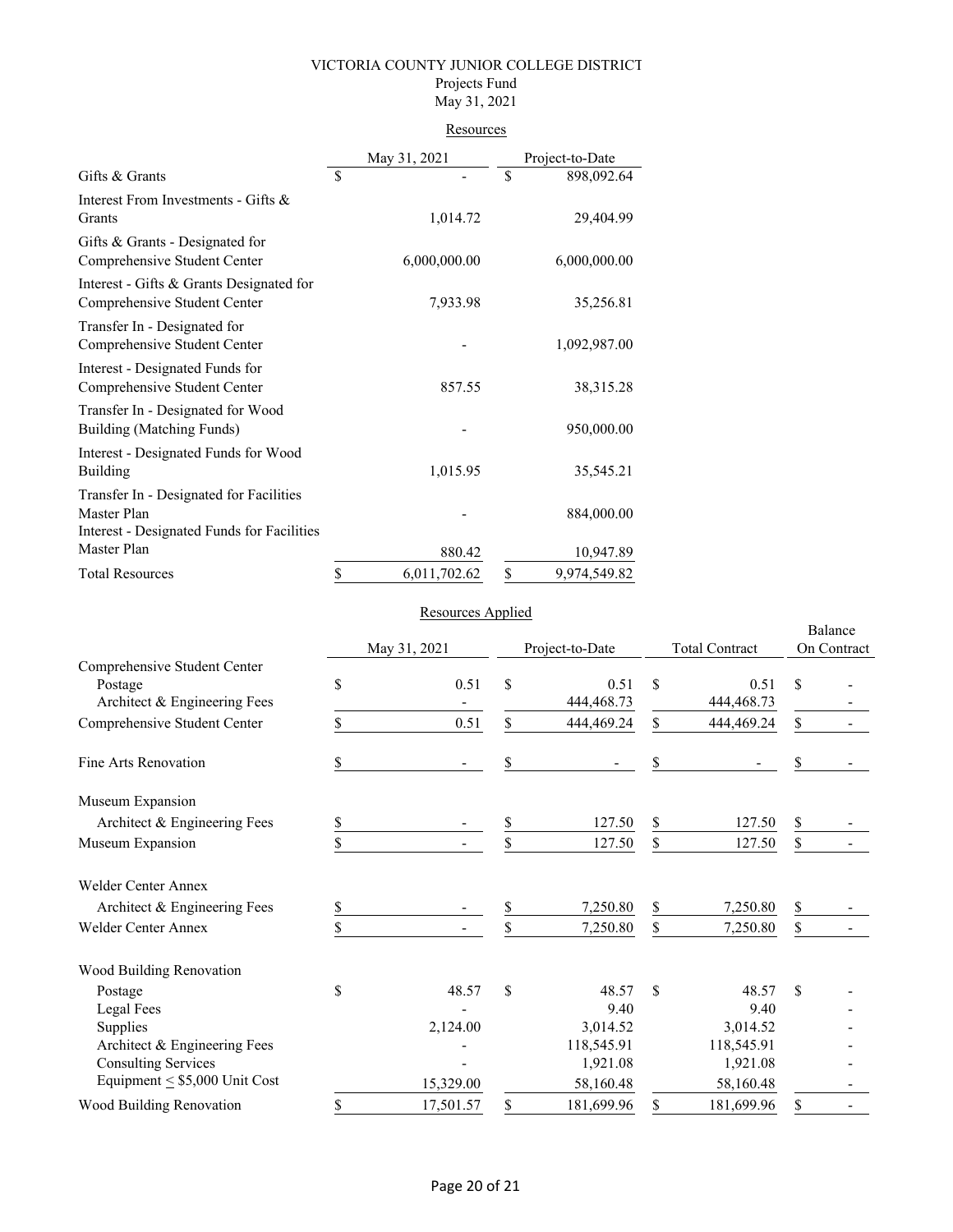VICTORIA COUNTY JUNIOR COLLEGE DISTRICT

Projects Fund

May 31, 2021

Resources

| | May 31, 2021 | Project-to-Date |
|---|---|---|
| Gifts & Grants | $ - | $ 898,092.64 |
| Interest From Investments - Gifts & Grants | 1,014.72 | 29,404.99 |
| Gifts & Grants - Designated for Comprehensive Student Center | 6,000,000.00 | 6,000,000.00 |
| Interest - Gifts & Grants Designated for Comprehensive Student Center | 7,933.98 | 35,256.81 |
| Transfer In - Designated for Comprehensive Student Center | - | 1,092,987.00 |
| Interest - Designated Funds for Comprehensive Student Center | 857.55 | 38,315.28 |
| Transfer In - Designated for Wood Building (Matching Funds) | - | 950,000.00 |
| Interest - Designated Funds for Wood Building | 1,015.95 | 35,545.21 |
| Transfer In - Designated for Facilities Master Plan | - | 884,000.00 |
| Interest - Designated Funds for Facilities Master Plan | 880.42 | 10,947.89 |
| Total Resources | $ 6,011,702.62 | $ 9,974,549.82 |

Resources Applied

| | May 31, 2021 | Project-to-Date | Total Contract | Balance On Contract |
|---|---|---|---|---|
| Comprehensive Student Center | | | | |
| Postage | $ 0.51 | $ 0.51 | $ 0.51 | $ - |
| Architect & Engineering Fees | - | 444,468.73 | 444,468.73 | - |
| Comprehensive Student Center | $ 0.51 | $ 444,469.24 | $ 444,469.24 | $ - |
| Fine Arts Renovation | $ - | $ - | $ - | $ - |
| Museum Expansion | | | | |
| Architect & Engineering Fees | $ - | $ 127.50 | $ 127.50 | $ - |
| Museum Expansion | $ - | $ 127.50 | $ 127.50 | $ - |
| Welder Center Annex | | | | |
| Architect & Engineering Fees | $ - | $ 7,250.80 | $ 7,250.80 | $ - |
| Welder Center Annex | $ - | $ 7,250.80 | $ 7,250.80 | $ - |
| Wood Building Renovation | | | | |
| Postage | $ 48.57 | $ 48.57 | $ 48.57 | $ - |
| Legal Fees | - | 9.40 | 9.40 | - |
| Supplies | 2,124.00 | 3,014.52 | 3,014.52 | - |
| Architect & Engineering Fees | - | 118,545.91 | 118,545.91 | - |
| Consulting Services | - | 1,921.08 | 1,921.08 | - |
| Equipment ≤ $5,000 Unit Cost | 15,329.00 | 58,160.48 | 58,160.48 | - |
| Wood Building Renovation | $ 17,501.57 | $ 181,699.96 | $ 181,699.96 | $ - |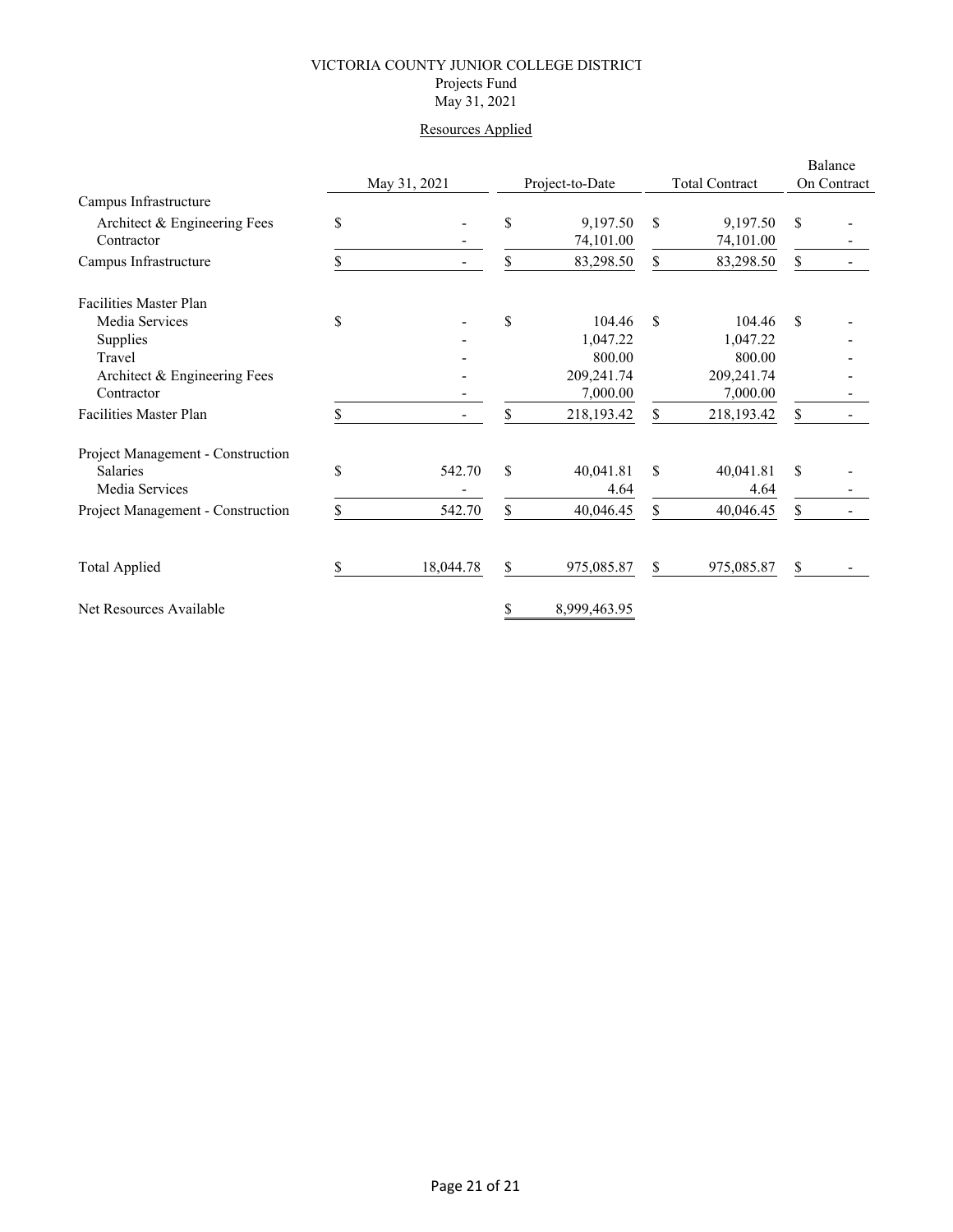VICTORIA COUNTY JUNIOR COLLEGE DISTRICT
Projects Fund
May 31, 2021

Resources Applied

| | May 31, 2021 | Project-to-Date | Total Contract | Balance On Contract |
|---|---|---|---|---|
| Campus Infrastructure | | | | |
| Architect & Engineering Fees | $ - | $ 9,197.50 | $ 9,197.50 | $ - |
| Contractor | - | 74,101.00 | 74,101.00 | - |
| Campus Infrastructure | $ - | $ 83,298.50 | $ 83,298.50 | $ - |
| Facilities Master Plan | | | | |
| Media Services | $ - | $ 104.46 | $ 104.46 | $ - |
| Supplies | - | 1,047.22 | 1,047.22 | - |
| Travel | - | 800.00 | 800.00 | - |
| Architect & Engineering Fees | - | 209,241.74 | 209,241.74 | - |
| Contractor | - | 7,000.00 | 7,000.00 | - |
| Facilities Master Plan | $ - | $ 218,193.42 | $ 218,193.42 | $ - |
| Project Management - Construction | | | | |
| Salaries | $ 542.70 | $ 40,041.81 | $ 40,041.81 | $ - |
| Media Services | - | 4.64 | 4.64 | - |
| Project Management - Construction | $ 542.70 | $ 40,046.45 | $ 40,046.45 | $ - |
| Total Applied | $ 18,044.78 | $ 975,085.87 | $ 975,085.87 | $ - |
| Net Resources Available | | $ 8,999,463.95 | | |